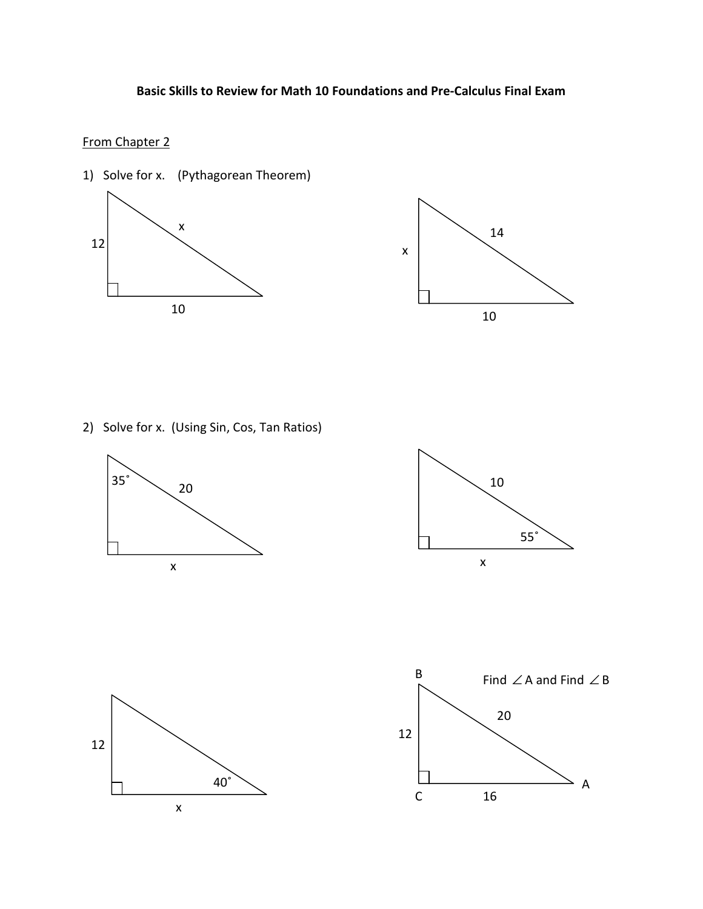**Basic Skills to Review for Math 10 Foundations and Pre-Calculus Final Exam**

From Chapter 2

1) Solve for x. (Pythagorean Theorem)

12

x

10

14

x

10

2) Solve for x. (Using Sin, Cos, Tan Ratios)

35˚

20

x

10

55˚

x

12

40˚

x

B

Find ∠A and Find ∠B

20

12

C

16

A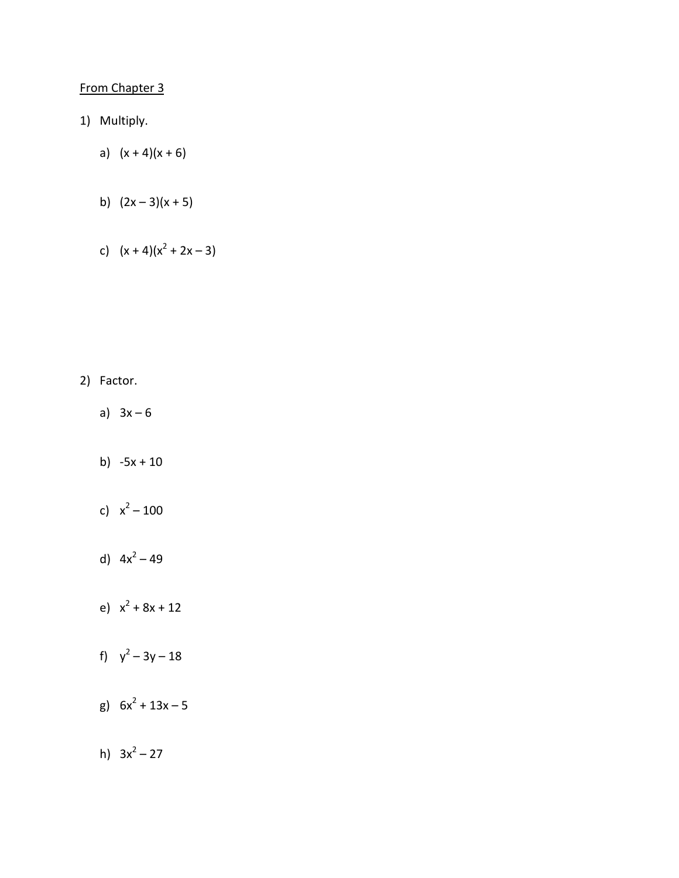From Chapter 3

1) Multiply.

   a) $(x + 4)(x + 6)$

   b) $(2x - 3)(x + 5)$

   c) $(x + 4)(x^2 + 2x - 3)$

2) Factor.

   a) $3x - 6$

   b) $-5x + 10$

   c) $x^2 - 100$

   d) $4x^2 - 49$

   e) $x^2 + 8x + 12$

   f) $y^2 - 3y - 18$

   g) $6x^2 + 13x - 5$

   h) $3x^2 - 27$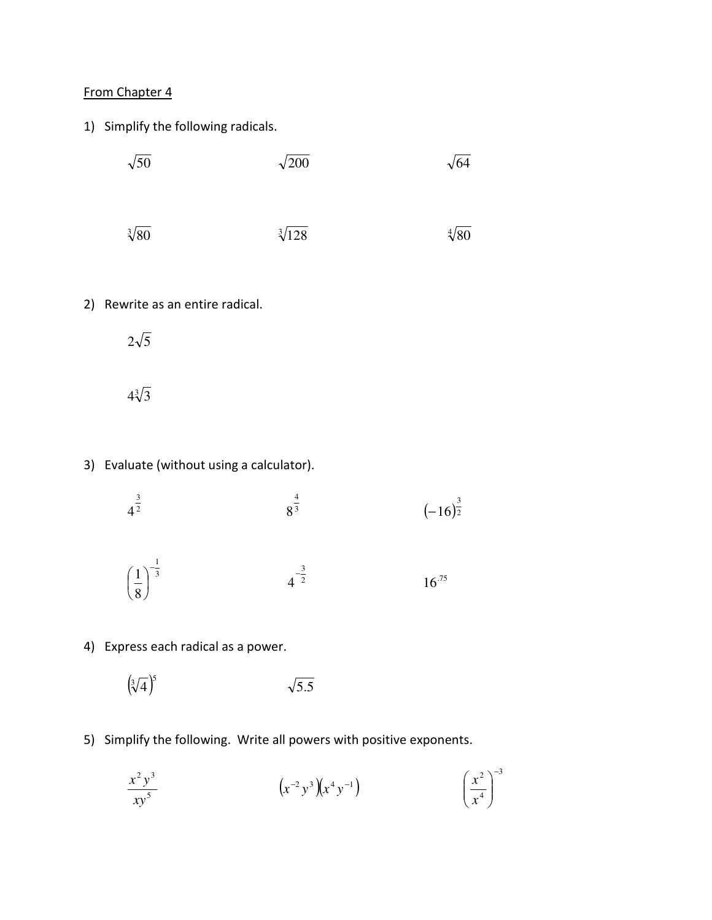From Chapter 4

1) Simplify the following radicals.

$\sqrt{50}$ $\sqrt{200}$ $\sqrt{64}$

$\sqrt[3]{80}$ $\sqrt[3]{128}$ $\sqrt[4]{80}$

2) Rewrite as an entire radical.

$2\sqrt{5}$

$4\sqrt[3]{3}$

3) Evaluate (without using a calculator).

$4^{\frac{3}{2}}$ $8^{\frac{4}{3}}$ $(-16)^{\frac{3}{2}}$

$\left(\frac{1}{8}\right)^{-\frac{1}{3}}$ $4^{-\frac{3}{2}}$ $16^{.75}$

4) Express each radical as a power.

$\left(\sqrt[3]{4}\right)^5$ $\sqrt{5.5}$

5) Simplify the following. Write all powers with positive exponents.

$\frac{x^2y^3}{xy^5}$ $\left(x^{-2}y^3\right)\left(x^4y^{-1}\right)$ $\left(\frac{x^2}{x^4}\right)^{-3}$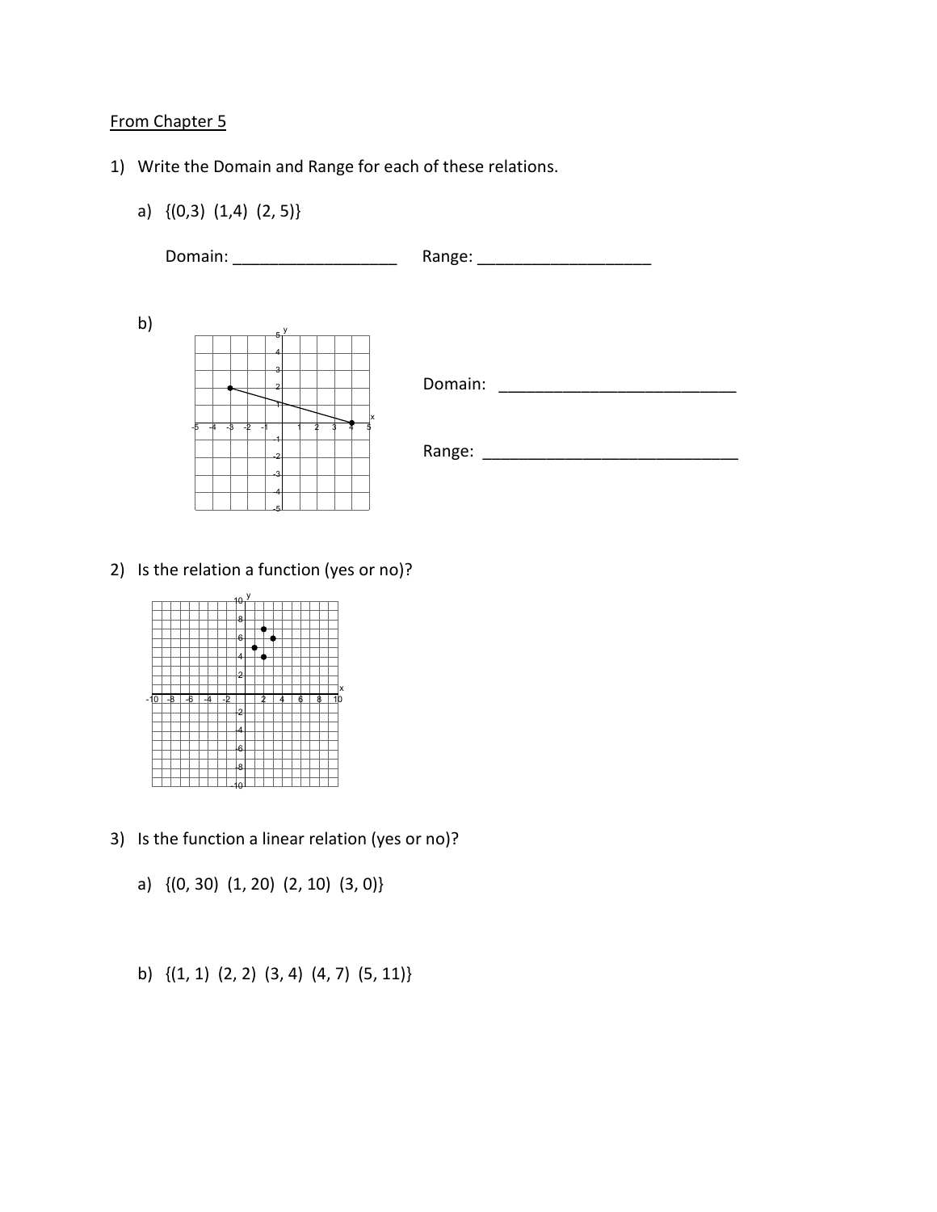From Chapter 5

1) Write the Domain and Range for each of these relations.

   a) {(0,3)  (1,4)  (2, 5)}

      Domain: __________________     Range: ___________________

   b)

      y
      5
      4
      3
      2
      1
      -5 -4 -3 -2 -1 1 2 3 4 5 x
      -1
      -2
      -3
      -4
      -5

      Domain: ___________________________

      Range: _____________________________

2) Is the relation a function (yes or no)?

   y
   10
   8
   6
   4
   2
   -10 -8 -6 -4 -2 2 4 6 8 10 x
   -2
   -4
   -6
   -8
   -10

3) Is the function a linear relation (yes or no)?

   a) {(0, 30)  (1, 20)  (2, 10)  (3, 0)}

   b) {(1, 1)  (2, 2)  (3, 4)  (4, 7)  (5, 11)}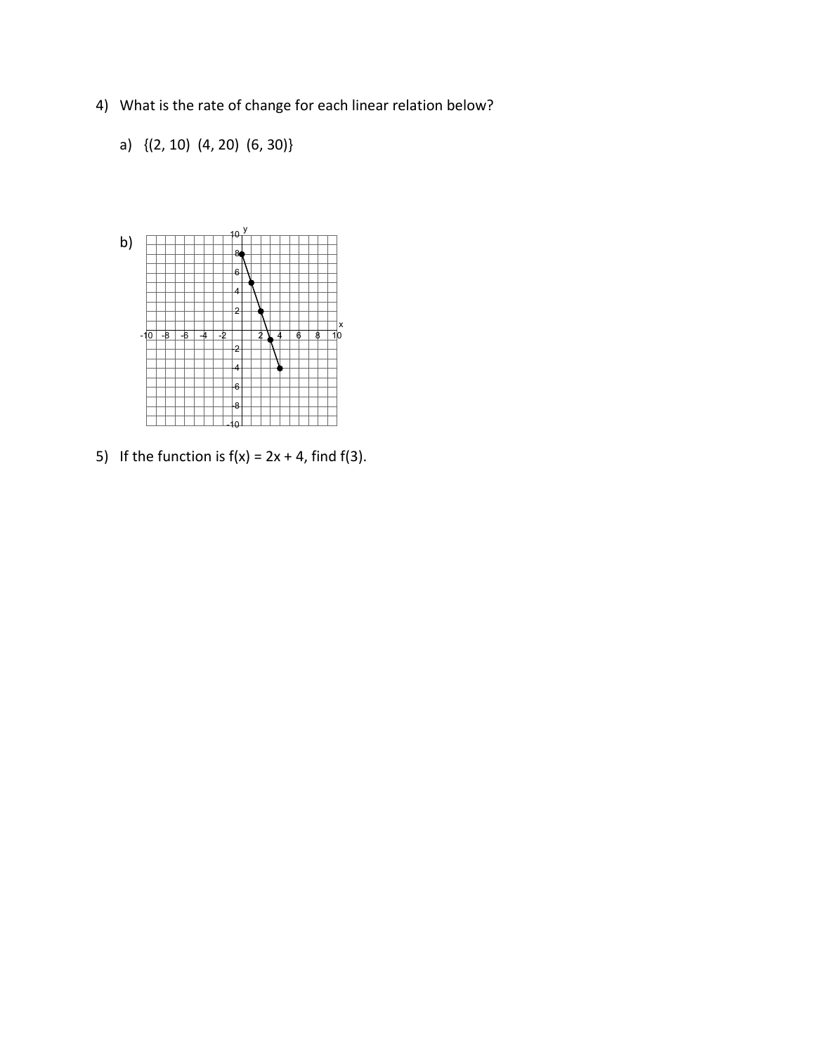4) What is the rate of change for each linear relation below?

a) {(2, 10) (4, 20) (6, 30)}

b)

y

10
8
6
4
2
-2
-4
-6
-8
-10

x

-10 -8 -6 -4 -2 2 4 6 8 10

5) If the function is $f(x) = 2x + 4$, find $f(3)$.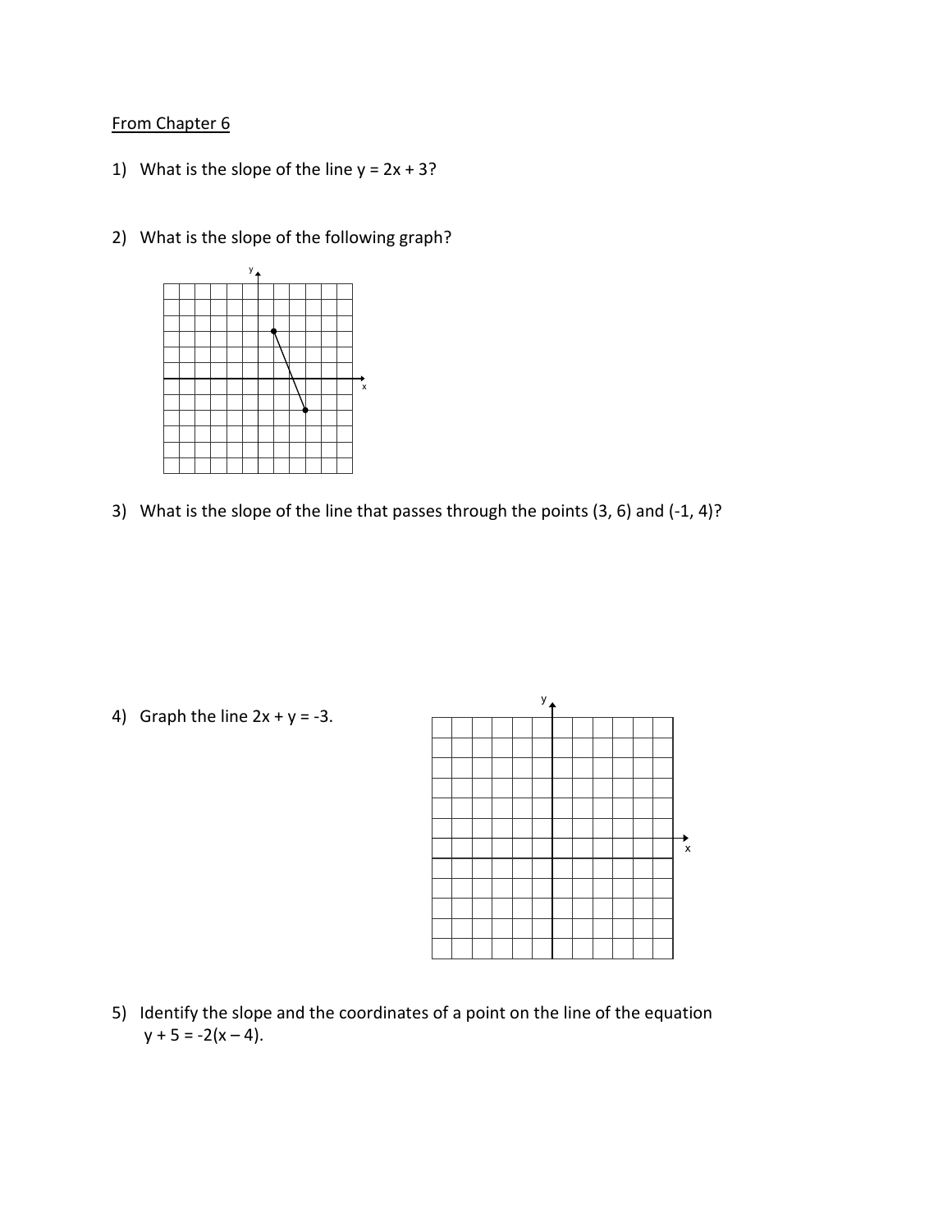From Chapter 6

1) What is the slope of the line $y = 2x + 3$?

2) What is the slope of the following graph?

y

x

3) What is the slope of the line that passes through the points (3, 6) and (-1, 4)?

4) Graph the line $2x + y = -3$.

y

x

5) Identify the slope and the coordinates of a point on the line of the equation $y + 5 = -2(x - 4)$.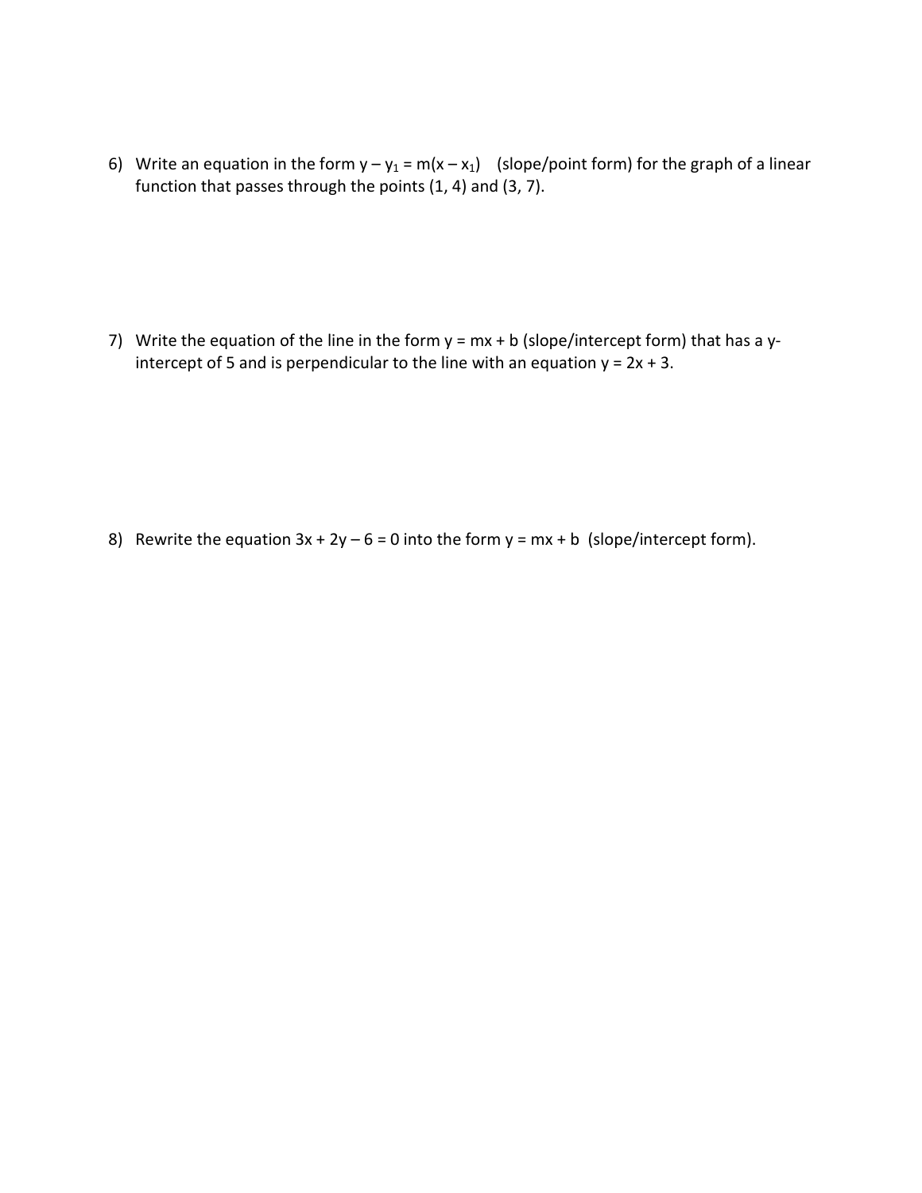6) Write an equation in the form $y - y_1 = m(x - x_1)$ (slope/point form) for the graph of a linear function that passes through the points (1, 4) and (3, 7).

7) Write the equation of the line in the form $y = mx + b$ (slope/intercept form) that has a y-intercept of 5 and is perpendicular to the line with an equation $y = 2x + 3$.

8) Rewrite the equation $3x + 2y - 6 = 0$ into the form $y = mx + b$ (slope/intercept form).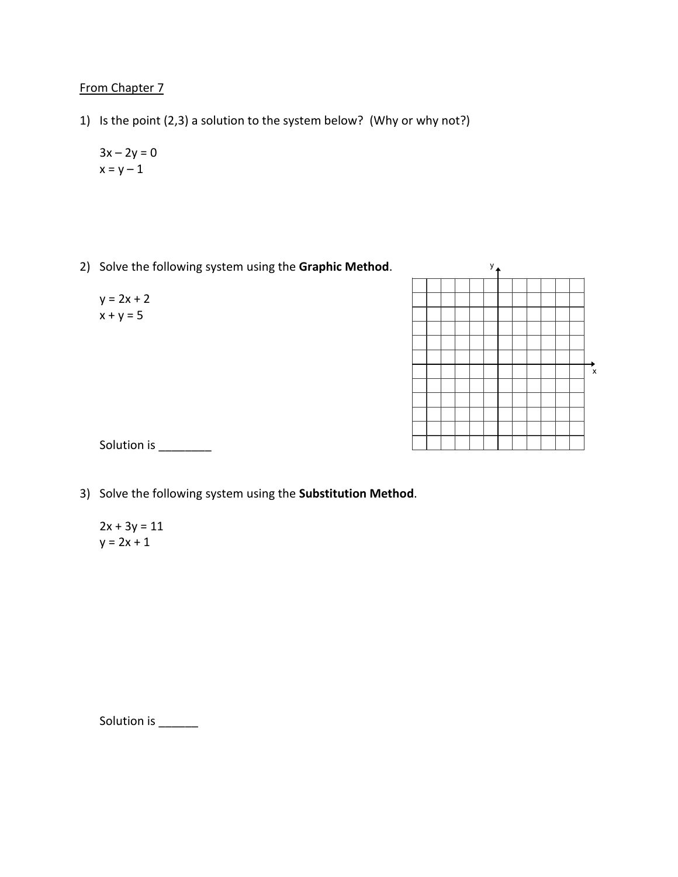From Chapter 7

1) Is the point (2,3) a solution to the system below? (Why or why not?)

   $3x - 2y = 0$
   $x = y - 1$

2) Solve the following system using the **Graphic Method**.

   $y = 2x + 2$
   $x + y = 5$

   Solution is ________

3) Solve the following system using the **Substitution Method**.

   $2x + 3y = 11$
   $y = 2x + 1$

   Solution is ______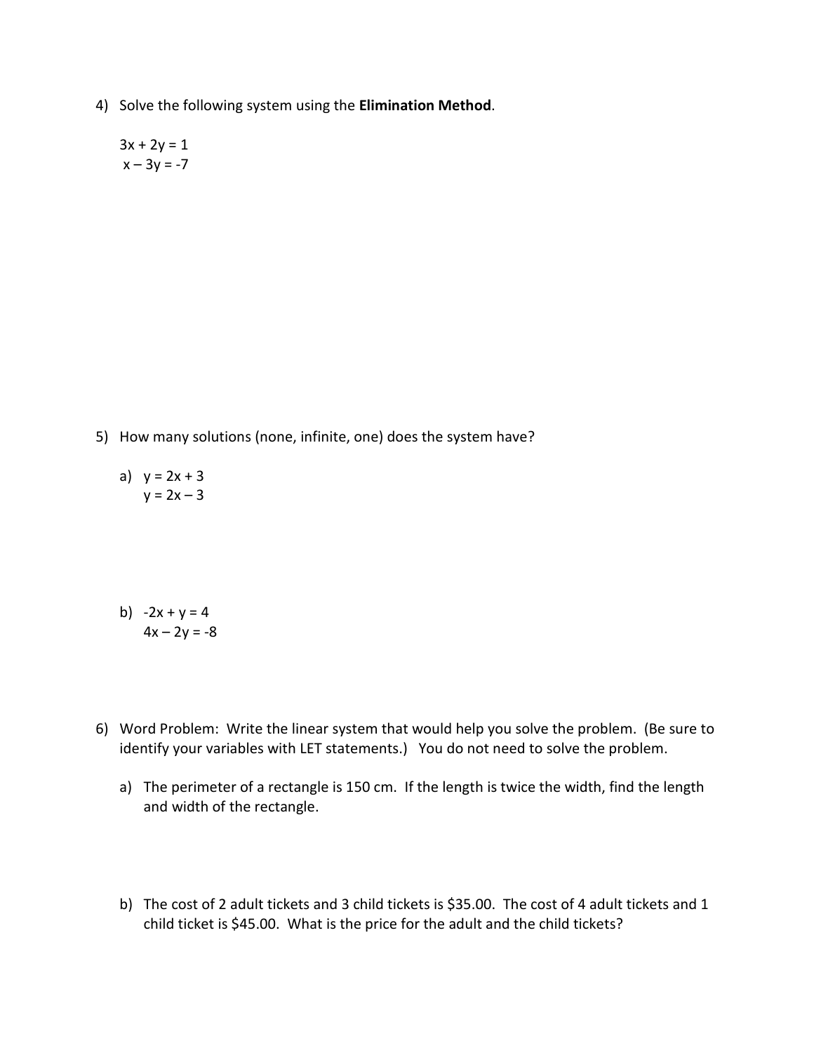4) Solve the following system using the **Elimination Method**.

$$3x + 2y = 1$$
$$x - 3y = -7$$

5) How many solutions (none, infinite, one) does the system have?

a) $y = 2x + 3$
   $y = 2x - 3$

b) $-2x + y = 4$
   $4x - 2y = -8$

6) Word Problem: Write the linear system that would help you solve the problem. (Be sure to identify your variables with LET statements.) You do not need to solve the problem.

a) The perimeter of a rectangle is 150 cm. If the length is twice the width, find the length and width of the rectangle.

b) The cost of 2 adult tickets and 3 child tickets is $35.00. The cost of 4 adult tickets and 1 child ticket is $45.00. What is the price for the adult and the child tickets?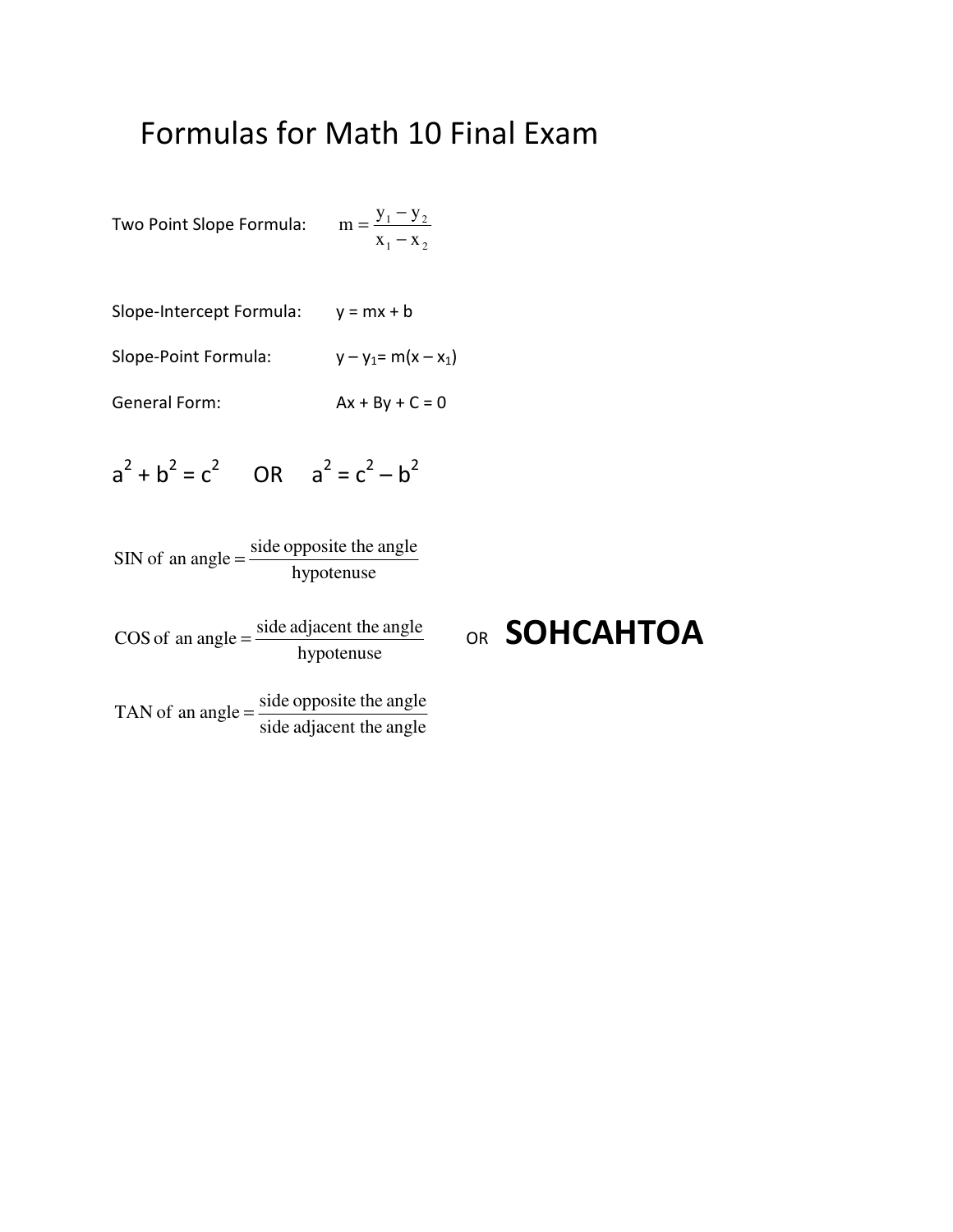# Formulas for Math 10 Final Exam

Two Point Slope Formula: $m = \frac{y_1 - y_2}{x_1 - x_2}$

Slope-Intercept Formula: $y = mx + b$

Slope-Point Formula: $y - y_1 = m(x - x_1)$

General Form: $Ax + By + C = 0$

$a^2 + b^2 = c^2$ OR $a^2 = c^2 - b^2$

$$\text{SIN of an angle} = \frac{\text{side opposite the angle}}{\text{hypotenuse}}$$

$$\text{COS of an angle} = \frac{\text{side adjacent the angle}}{\text{hypotenuse}}$$

OR **SOHCAHTOA**

$$\text{TAN of an angle} = \frac{\text{side opposite the angle}}{\text{side adjacent the angle}}$$